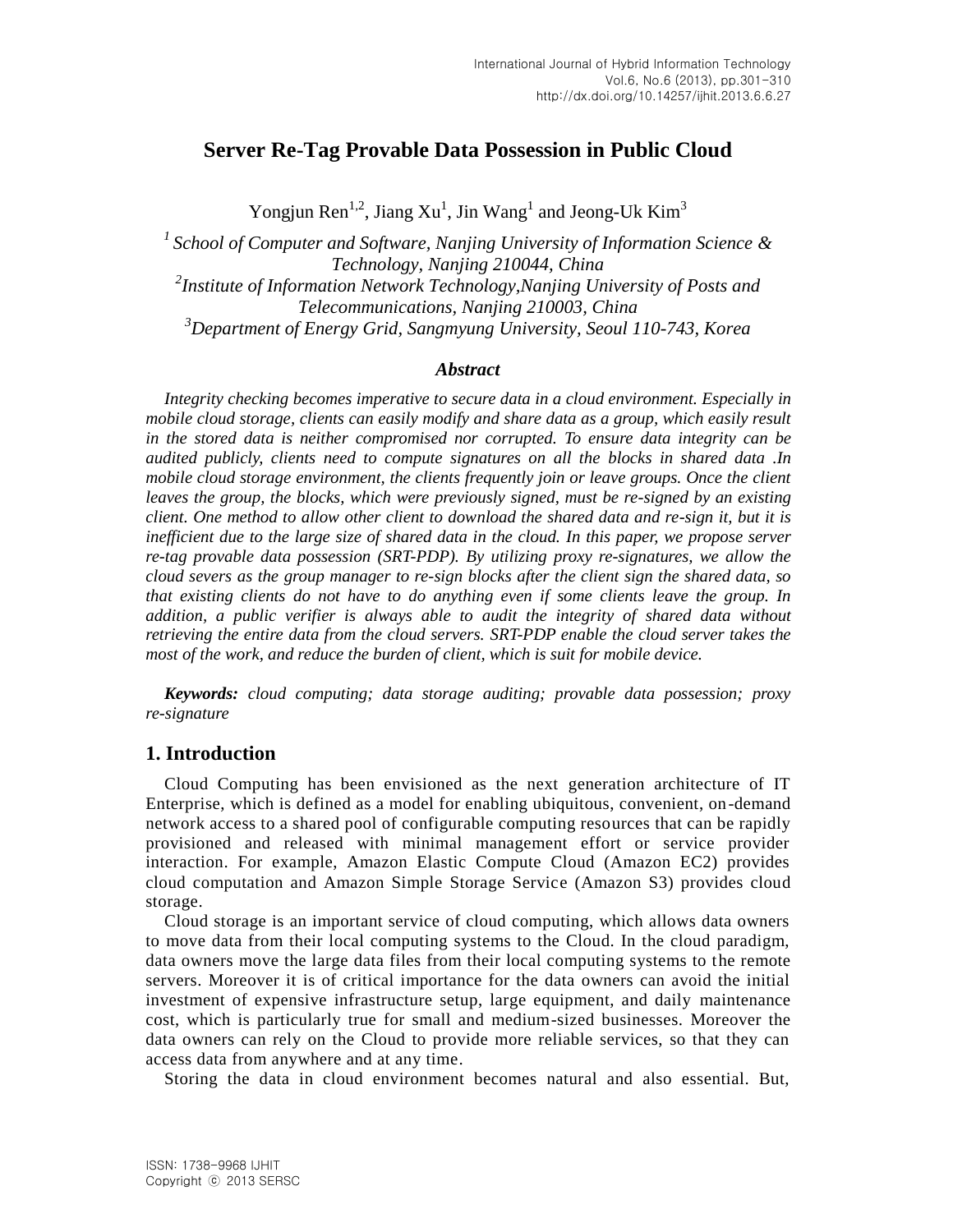# Server Re-Tag Provable Data Possession in Public Cloud

Yongjun Ren[1,2], Jiang Xu[1], Jin Wang[1] and Jeong-Uk Kim[3]

[1] *School of Computer and Software, Nanjing University of Information Science & Technology, Nanjing 210044, China*
[2] *Institute of Information Network Technology,Nanjing University of Posts and Telecommunications, Nanjing 210003, China*
[3] *Department of Energy Grid, Sangmyung University, Seoul 110-743, Korea*

### *Abstract*

*Integrity checking becomes imperative to secure data in a cloud environment. Especially in mobile cloud storage, clients can easily modify and share data as a group, which easily result in the stored data is neither compromised nor corrupted. To ensure data integrity can be audited publicly, clients need to compute signatures on all the blocks in shared data .In mobile cloud storage environment, the clients frequently join or leave groups. Once the client leaves the group, the blocks, which were previously signed, must be re-signed by an existing client. One method to allow other client to download the shared data and re-sign it, but it is inefficient due to the large size of shared data in the cloud. In this paper, we propose server re-tag provable data possession (SRT-PDP). By utilizing proxy re-signatures, we allow the cloud severs as the group manager to re-sign blocks after the client sign the shared data, so that existing clients do not have to do anything even if some clients leave the group. In addition, a public verifier is always able to audit the integrity of shared data without retrieving the entire data from the cloud servers. SRT-PDP enable the cloud server takes the most of the work, and reduce the burden of client, which is suit for mobile device.*

***Keywords:*** *cloud computing; data storage auditing; provable data possession; proxy re-signature*

## 1. Introduction

Cloud Computing has been envisioned as the next generation architecture of IT Enterprise, which is defined as a model for enabling ubiquitous, convenient, on-demand network access to a shared pool of configurable computing resources that can be rapidly provisioned and released with minimal management effort or service provider interaction. For example, Amazon Elastic Compute Cloud (Amazon EC2) provides cloud computation and Amazon Simple Storage Service (Amazon S3) provides cloud storage.

Cloud storage is an important service of cloud computing, which allows data owners to move data from their local computing systems to the Cloud. In the cloud paradigm, data owners move the large data files from their local computing systems to the remote servers. Moreover it is of critical importance for the data owners can avoid the initial investment of expensive infrastructure setup, large equipment, and daily maintenance cost, which is particularly true for small and medium-sized businesses. Moreover the data owners can rely on the Cloud to provide more reliable services, so that they can access data from anywhere and at any time.

Storing the data in cloud environment becomes natural and also essential. But,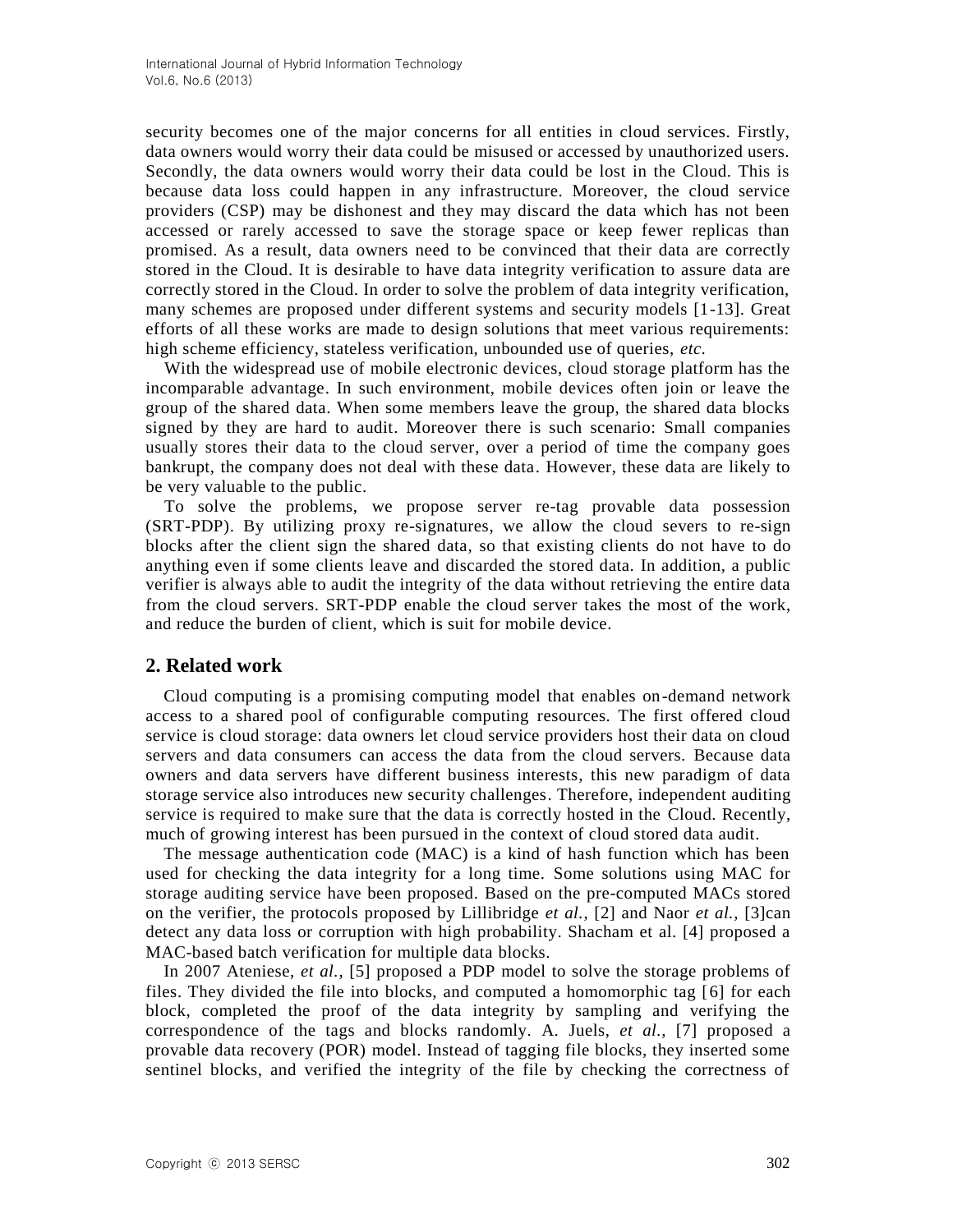security becomes one of the major concerns for all entities in cloud services. Firstly, data owners would worry their data could be misused or accessed by unauthorized users. Secondly, the data owners would worry their data could be lost in the Cloud. This is because data loss could happen in any infrastructure. Moreover, the cloud service providers (CSP) may be dishonest and they may discard the data which has not been accessed or rarely accessed to save the storage space or keep fewer replicas than promised. As a result, data owners need to be convinced that their data are correctly stored in the Cloud. It is desirable to have data integrity verification to assure data are correctly stored in the Cloud. In order to solve the problem of data integrity verification, many schemes are proposed under different systems and security models [1-13]. Great efforts of all these works are made to design solutions that meet various requirements: high scheme efficiency, stateless verification, unbounded use of queries, *etc.*

With the widespread use of mobile electronic devices, cloud storage platform has the incomparable advantage. In such environment, mobile devices often join or leave the group of the shared data. When some members leave the group, the shared data blocks signed by they are hard to audit. Moreover there is such scenario: Small companies usually stores their data to the cloud server, over a period of time the company goes bankrupt, the company does not deal with these data. However, these data are likely to be very valuable to the public.

To solve the problems, we propose server re-tag provable data possession (SRT-PDP). By utilizing proxy re-signatures, we allow the cloud severs to re-sign blocks after the client sign the shared data, so that existing clients do not have to do anything even if some clients leave and discarded the stored data. In addition, a public verifier is always able to audit the integrity of the data without retrieving the entire data from the cloud servers. SRT-PDP enable the cloud server takes the most of the work, and reduce the burden of client, which is suit for mobile device.

## 2. Related work

Cloud computing is a promising computing model that enables on-demand network access to a shared pool of configurable computing resources. The first offered cloud service is cloud storage: data owners let cloud service providers host their data on cloud servers and data consumers can access the data from the cloud servers. Because data owners and data servers have different business interests, this new paradigm of data storage service also introduces new security challenges. Therefore, independent auditing service is required to make sure that the data is correctly hosted in the Cloud. Recently, much of growing interest has been pursued in the context of cloud stored data audit.

The message authentication code (MAC) is a kind of hash function which has been used for checking the data integrity for a long time. Some solutions using MAC for storage auditing service have been proposed. Based on the pre-computed MACs stored on the verifier, the protocols proposed by Lillibridge *et al.*, [2] and Naor *et al.*, [3]can detect any data loss or corruption with high probability. Shacham et al. [4] proposed a MAC-based batch verification for multiple data blocks.

In 2007 Ateniese, *et al.*, [5] proposed a PDP model to solve the storage problems of files. They divided the file into blocks, and computed a homomorphic tag [6] for each block, completed the proof of the data integrity by sampling and verifying the correspondence of the tags and blocks randomly. A. Juels, *et al.*, [7] proposed a provable data recovery (POR) model. Instead of tagging file blocks, they inserted some sentinel blocks, and verified the integrity of the file by checking the correctness of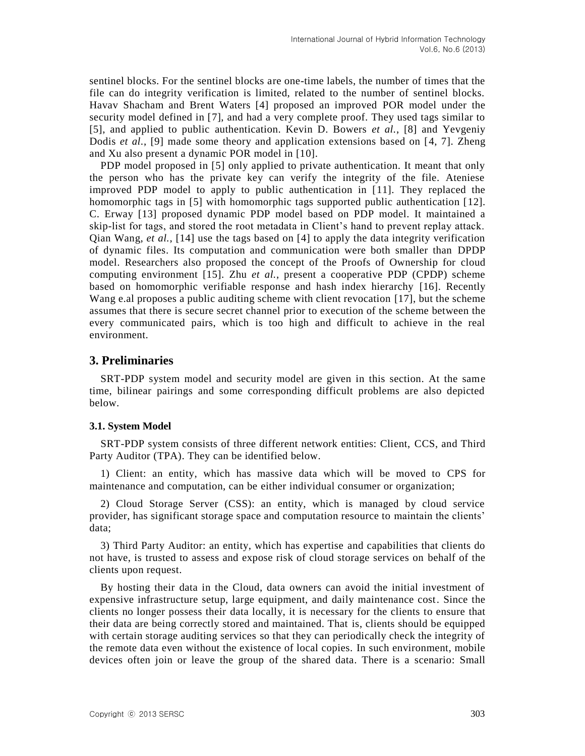sentinel blocks. For the sentinel blocks are one-time labels, the number of times that the file can do integrity verification is limited, related to the number of sentinel blocks. Havav Shacham and Brent Waters [4] proposed an improved POR model under the security model defined in [7], and had a very complete proof. They used tags similar to [5], and applied to public authentication. Kevin D. Bowers *et al.*, [8] and Yevgeniy Dodis *et al.*, [9] made some theory and application extensions based on [4, 7]. Zheng and Xu also present a dynamic POR model in [10].

PDP model proposed in [5] only applied to private authentication. It meant that only the person who has the private key can verify the integrity of the file. Ateniese improved PDP model to apply to public authentication in [11]. They replaced the homomorphic tags in [5] with homomorphic tags supported public authentication [12]. C. Erway [13] proposed dynamic PDP model based on PDP model. It maintained a skip-list for tags, and stored the root metadata in Client's hand to prevent replay attack. Qian Wang, *et al.*, [14] use the tags based on [4] to apply the data integrity verification of dynamic files. Its computation and communication were both smaller than DPDP model. Researchers also proposed the concept of the Proofs of Ownership for cloud computing environment [15]. Zhu *et al.*, present a cooperative PDP (CPDP) scheme based on homomorphic verifiable response and hash index hierarchy [16]. Recently Wang e.al proposes a public auditing scheme with client revocation [17], but the scheme assumes that there is secure secret channel prior to execution of the scheme between the every communicated pairs, which is too high and difficult to achieve in the real environment.

## 3. Preliminaries

SRT-PDP system model and security model are given in this section. At the same time, bilinear pairings and some corresponding difficult problems are also depicted below.

### 3.1. System Model

SRT-PDP system consists of three different network entities: Client, CCS, and Third Party Auditor (TPA). They can be identified below.

1) Client: an entity, which has massive data which will be moved to CPS for maintenance and computation, can be either individual consumer or organization;

2) Cloud Storage Server (CSS): an entity, which is managed by cloud service provider, has significant storage space and computation resource to maintain the clients' data;

3) Third Party Auditor: an entity, which has expertise and capabilities that clients do not have, is trusted to assess and expose risk of cloud storage services on behalf of the clients upon request.

By hosting their data in the Cloud, data owners can avoid the initial investment of expensive infrastructure setup, large equipment, and daily maintenance cost. Since the clients no longer possess their data locally, it is necessary for the clients to ensure that their data are being correctly stored and maintained. That is, clients should be equipped with certain storage auditing services so that they can periodically check the integrity of the remote data even without the existence of local copies. In such environment, mobile devices often join or leave the group of the shared data. There is a scenario: Small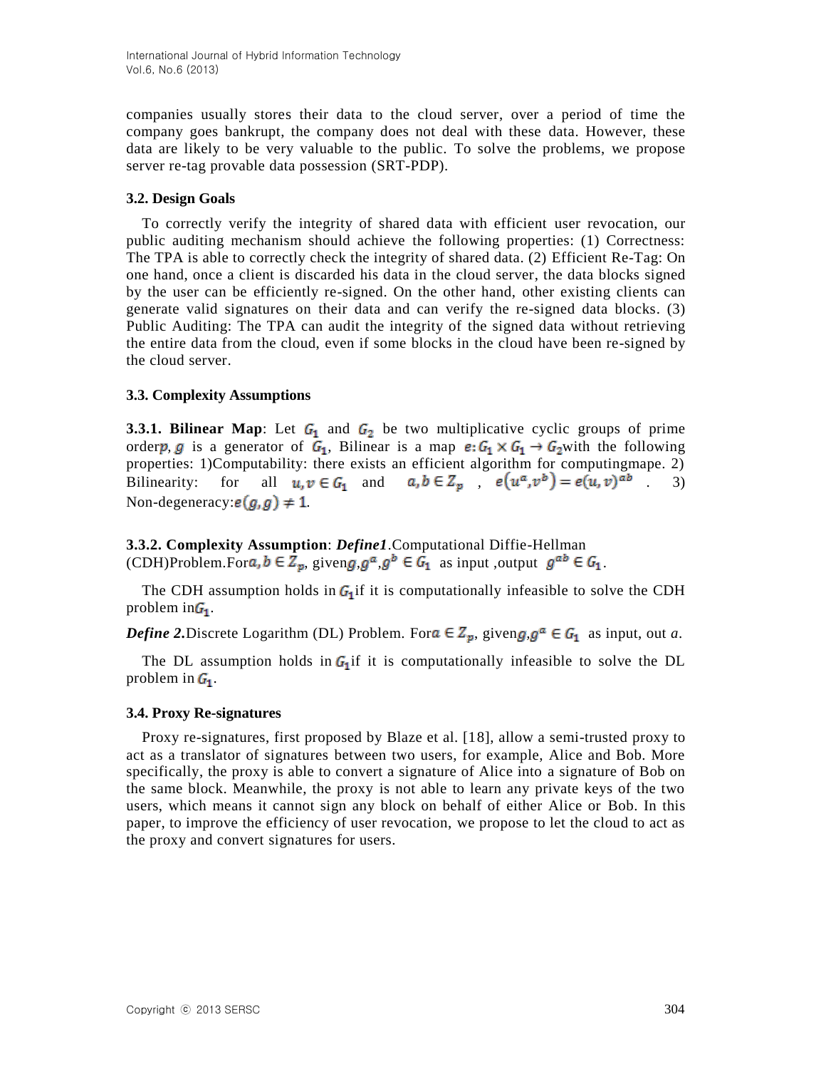companies usually stores their data to the cloud server, over a period of time the company goes bankrupt, the company does not deal with these data. However, these data are likely to be very valuable to the public. To solve the problems, we propose server re-tag provable data possession (SRT-PDP).

### 3.2. Design Goals

To correctly verify the integrity of shared data with efficient user revocation, our public auditing mechanism should achieve the following properties: (1) Correctness: The TPA is able to correctly check the integrity of shared data. (2) Efficient Re-Tag: On one hand, once a client is discarded his data in the cloud server, the data blocks signed by the user can be efficiently re-signed. On the other hand, other existing clients can generate valid signatures on their data and can verify the re-signed data blocks. (3) Public Auditing: The TPA can audit the integrity of the signed data without retrieving the entire data from the cloud, even if some blocks in the cloud have been re-signed by the cloud server.

### 3.3. Complexity Assumptions

**3.3.1. Bilinear Map**: Let $G_1$ and $G_2$ be two multiplicative cyclic groups of prime order $p$, $g$ is a generator of $G_1$, Bilinear is a map $e: G_1 \times G_1 \rightarrow G_2$ with the following properties: 1)Computability: there exists an efficient algorithm for computingmape. 2) Bilinearity: for all $u, v \in G_1$ and $a, b \in Z_p$ , $e(u^a, v^b) = e(u, v)^{ab}$ . 3) Non-degeneracy: $e(g, g) \neq 1$.

**3.3.2. Complexity Assumption**: ***Define1***.Computational Diffie-Hellman (CDH)Problem.For $a, b \in Z_p$, given $g, g^a, g^b \in G_1$ as input ,output $g^{ab} \in G_1$.

The CDH assumption holds in $G_1$ if it is computationally infeasible to solve the CDH problem in $G_1$.

***Define 2.***Discrete Logarithm (DL) Problem. For $a \in Z_p$, given $g, g^a \in G_1$ as input, out $a$.

The DL assumption holds in $G_1$ if it is computationally infeasible to solve the DL problem in $G_1$.

### 3.4. Proxy Re-signatures

Proxy re-signatures, first proposed by Blaze et al. [18], allow a semi-trusted proxy to act as a translator of signatures between two users, for example, Alice and Bob. More specifically, the proxy is able to convert a signature of Alice into a signature of Bob on the same block. Meanwhile, the proxy is not able to learn any private keys of the two users, which means it cannot sign any block on behalf of either Alice or Bob. In this paper, to improve the efficiency of user revocation, we propose to let the cloud to act as the proxy and convert signatures for users.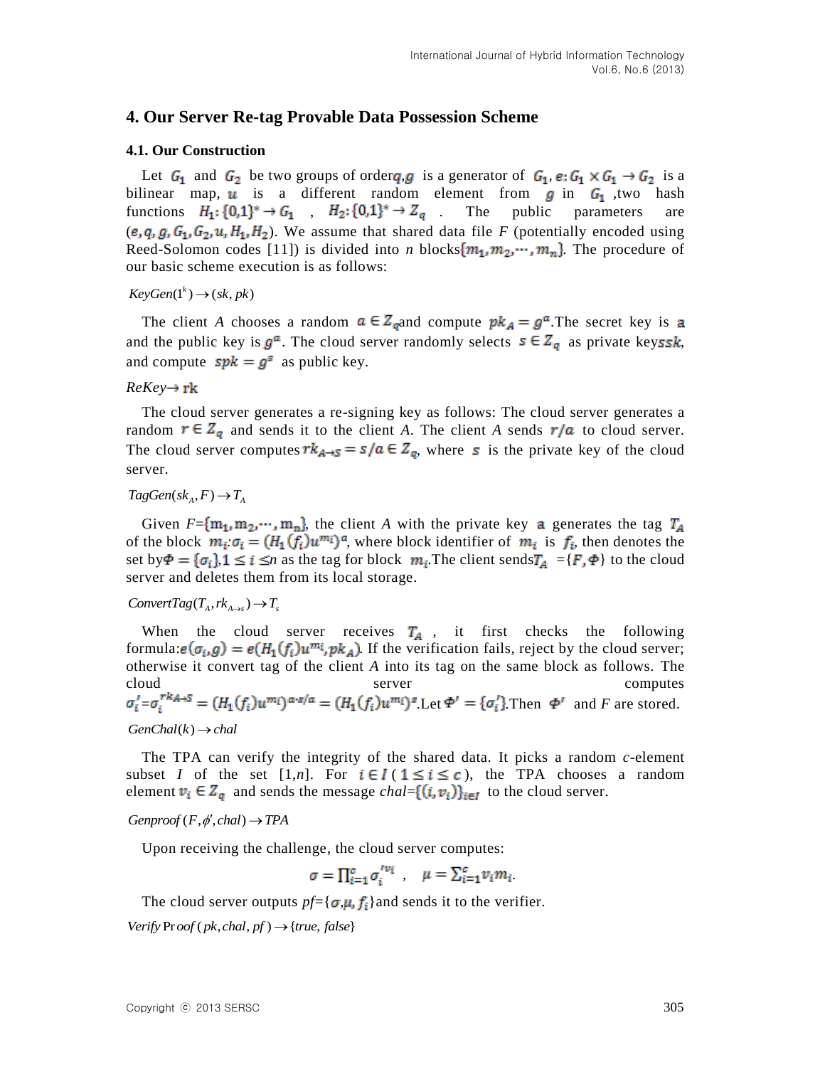## 4. Our Server Re-tag Provable Data Possession Scheme

### 4.1. Our Construction

Let $G_1$ and $G_2$ be two groups of order $q$, $g$ is a generator of $G_1$, $e: G_1 \times G_1 \to G_2$ is a bilinear map, $u$ is a different random element from $g$ in $G_1$, two hash functions $H_1: \{0,1\}^* \to G_1$, $H_2: \{0,1\}^* \to Z_q$. The public parameters are $(e, q, g, G_1, G_2, u, H_1, H_2)$. We assume that shared data file *F* (potentially encoded using Reed-Solomon codes [11]) is divided into *n* blocks $\{m_1, m_2, \cdots, m_n\}$. The procedure of our basic scheme execution is as follows:

$KeyGen(1^k) \to (sk, pk)$

The client *A* chooses a random $a \in Z_q$ and compute $pk_A = g^a$. The secret key is $a$ and the public key is $g^a$. The cloud server randomly selects $s \in Z_q$ as private key $ssk$, and compute $spk = g^s$ as public key.

$ReKey \to \mathrm{rk}$

The cloud server generates a re-signing key as follows: The cloud server generates a random $r \in Z_q$ and sends it to the client *A*. The client *A* sends $r/a$ to cloud server. The cloud server computes $rk_{A \to S} = s/a \in Z_q$, where $s$ is the private key of the cloud server.

$TagGen(sk_A, F) \to T_A$

Given $F = \{\mathrm{m}_1, \mathrm{m}_2, \cdots, \mathrm{m}_n\}$, the client *A* with the private key $a$ generates the tag $T_A$ of the block $m_i$: $\sigma_i = (H_1(f_i)u^{m_i})^a$, where block identifier of $m_i$ is $f_i$, then denotes the set by $\Phi = \{\sigma_i\}, 1 \le i \le n$ as the tag for block $m_i$. The client sends $T_A = \{F, \Phi\}$ to the cloud server and deletes them from its local storage.

$ConvertTag(T_A, rk_{A \to s}) \to T_s$

When the cloud server receives $T_A$, it first checks the following formula: $e(\sigma_i, g) = e(H_1(f_i)u^{m_i}, pk_A)$. If the verification fails, reject by the cloud server; otherwise it convert tag of the client *A* into its tag on the same block as follows. The cloud server computes $\sigma_i' = \sigma_i^{rk_{A \to S}} = (H_1(f_i)u^{m_i})^{a \cdot s/a} = (H_1(f_i)u^{m_i})^s$. Let $\Phi' = \{\sigma_i'\}$. Then $\Phi'$ and *F* are stored.

$GenChal(k) \to chal$

The TPA can verify the integrity of the shared data. It picks a random *c*-element subset $I$ of the set [1,*n*]. For $i \in I$ ($1 \le i \le c$), the TPA chooses a random element $v_i \in Z_q$ and sends the message $chal = \{(i, v_i)\}_{i \in I}$ to the cloud server.

$Genproof(F, \phi', chal) \to TPA$

Upon receiving the challenge, the cloud server computes:

$$\sigma = \prod_{i=1}^{c} \sigma_i'^{v_i}, \quad \mu = \sum_{i=1}^{c} v_i m_i.$$

The cloud server outputs $pf = \{\sigma, \mu, f_i\}$ and sends it to the verifier.

$Verify\Pr oof(pk, chal, pf) \to \{true, false\}$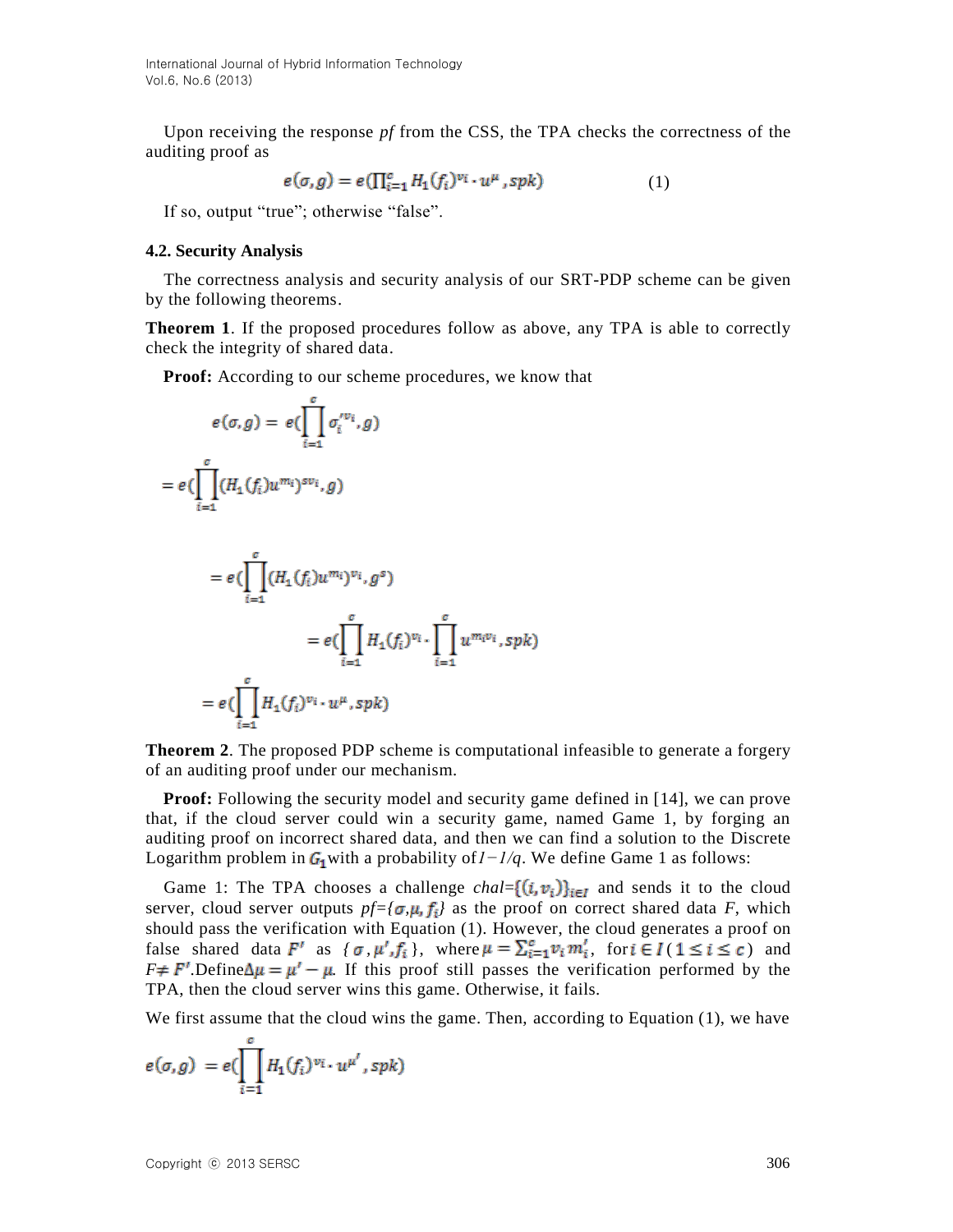Upon receiving the response *pf* from the CSS, the TPA checks the correctness of the auditing proof as

$$e(\sigma, g) = e(\prod_{i=1}^{c} H_1(f_i)^{v_i} \cdot u^{\mu}, spk) \qquad (1)$$

If so, output "true"; otherwise "false".

### 4.2. Security Analysis

The correctness analysis and security analysis of our SRT-PDP scheme can be given by the following theorems.

**Theorem 1**. If the proposed procedures follow as above, any TPA is able to correctly check the integrity of shared data.

**Proof:** According to our scheme procedures, we know that

$$e(\sigma, g) = e(\prod_{i=1}^{c} \sigma_i'^{v_i}, g)$$

$$= e(\prod_{i=1}^{c} (H_1(f_i) u^{m_i})^{s v_i}, g)$$

$$= e(\prod_{i=1}^{c} (H_1(f_i) u^{m_i})^{v_i}, g^{s})$$

$$= e(\prod_{i=1}^{c} H_1(f_i)^{v_i} \cdot \prod_{i=1}^{c} u^{m_i v_i}, spk)$$

$$= e(\prod_{i=1}^{c} H_1(f_i)^{v_i} \cdot u^{\mu}, spk)$$

**Theorem 2**. The proposed PDP scheme is computational infeasible to generate a forgery of an auditing proof under our mechanism.

**Proof:** Following the security model and security game defined in [14], we can prove that, if the cloud server could win a security game, named Game 1, by forging an auditing proof on incorrect shared data, and then we can find a solution to the Discrete Logarithm problem in $G_1$ with a probability of $1-1/q$. We define Game 1 as follows:

Game 1: The TPA chooses a challenge $chal=\{(i, v_i)\}_{i \in I}$ and sends it to the cloud server, cloud server outputs $pf=\{\sigma, \mu, f_i\}$ as the proof on correct shared data $F$, which should pass the verification with Equation (1). However, the cloud generates a proof on false shared data $F'$ as $\{\sigma, \mu', f_i\}$, where $\mu = \sum_{i=1}^{c} v_i m_i'$, for $i \in I\ (1 \le i \le c)$ and $F \neq F'$. Define $\Delta\mu = \mu' - \mu$. If this proof still passes the verification performed by the TPA, then the cloud server wins this game. Otherwise, it fails.

We first assume that the cloud wins the game. Then, according to Equation (1), we have

$$e(\sigma, g) = e(\prod_{i=1}^{c} H_1(f_i)^{v_i} \cdot u^{\mu'}, spk)$$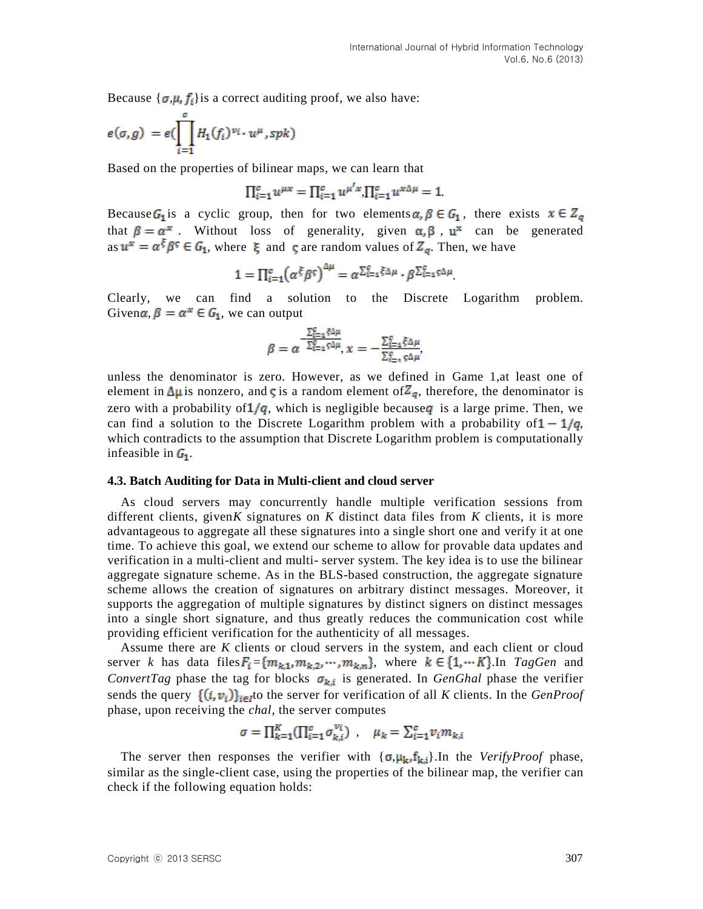Because $\{\sigma,\mu, f_i\}$ is a correct auditing proof, we also have:

$$e(\sigma, g) = e(\prod_{i=1}^{c} H_1(f_i)^{v_i} \cdot u^{\mu}, spk)$$

Based on the properties of bilinear maps, we can learn that

$$\prod_{i=1}^{c} u^{\mu x} = \prod_{i=1}^{c} u^{\mu' x}, \prod_{i=1}^{c} u^{x \Delta\mu} = 1.$$

Because $G_1$ is a cyclic group, then for two elements $\alpha, \beta \in G_1$, there exists $x \in Z_q$ that $\beta = \alpha^x$. Without loss of generality, given $\alpha, \beta$, $u^x$ can be generated as $u^x = \alpha^{\xi}\beta^{\varsigma} \in G_1$, where $\xi$ and $\varsigma$ are random values of $Z_q$. Then, we have

$$1 = \prod_{i=1}^{c} \left(\alpha^{\xi}\beta^{\varsigma}\right)^{\Delta\mu} = \alpha^{\sum_{i=1}^{c} \xi\Delta\mu} \cdot \beta^{\sum_{i=1}^{c} \varsigma\Delta\mu}.$$

Clearly, we can find a solution to the Discrete Logarithm problem. Given $\alpha, \beta = \alpha^x \in G_1$, we can output

$$\beta = \alpha^{-\frac{\sum_{i=1}^{c} \xi\Delta\mu}{\sum_{i=1}^{c} \varsigma\Delta\mu}}, x = -\frac{\sum_{i=1}^{c} \xi\Delta\mu}{\sum_{i=1}^{c} \varsigma\Delta\mu},$$

unless the denominator is zero. However, as we defined in Game 1, at least one of element in $\Delta\mu$ is nonzero, and $\varsigma$ is a random element of $Z_q$, therefore, the denominator is zero with a probability of $1/q$, which is negligible because $q$ is a large prime. Then, we can find a solution to the Discrete Logarithm problem with a probability of $1 - 1/q$, which contradicts to the assumption that Discrete Logarithm problem is computationally infeasible in $G_1$.

### 4.3. Batch Auditing for Data in Multi-client and cloud server

As cloud servers may concurrently handle multiple verification sessions from different clients, given $K$ signatures on $K$ distinct data files from $K$ clients, it is more advantageous to aggregate all these signatures into a single short one and verify it at one time. To achieve this goal, we extend our scheme to allow for provable data updates and verification in a multi-client and multi- server system. The key idea is to use the bilinear aggregate signature scheme. As in the BLS-based construction, the aggregate signature scheme allows the creation of signatures on arbitrary distinct messages. Moreover, it supports the aggregation of multiple signatures by distinct signers on distinct messages into a single short signature, and thus greatly reduces the communication cost while providing efficient verification for the authenticity of all messages.

Assume there are $K$ clients or cloud servers in the system, and each client or cloud server $k$ has data files $F_i = \{m_{k,1}, m_{k,2}, \cdots, m_{k,n}\}$, where $k \in \{1, \cdots K\}$. In *TagGen* and *ConvertTag* phase the tag for blocks $\sigma_{k,i}$ is generated. In *GenGhal* phase the verifier sends the query $\{(i, v_i)\}_{i \in I}$ to the server for verification of all $K$ clients. In the *GenProof* phase, upon receiving the *chal*, the server computes

$$\sigma = \prod_{k=1}^{K} (\prod_{i=1}^{c} \sigma_{k,i}^{v_i}), \quad \mu_k = \sum_{i=1}^{c} v_i m_{k,i}$$

The server then responses the verifier with $\{\sigma, \mu_k, f_{k,i}\}$. In the *VerifyProof* phase, similar as the single-client case, using the properties of the bilinear map, the verifier can check if the following equation holds: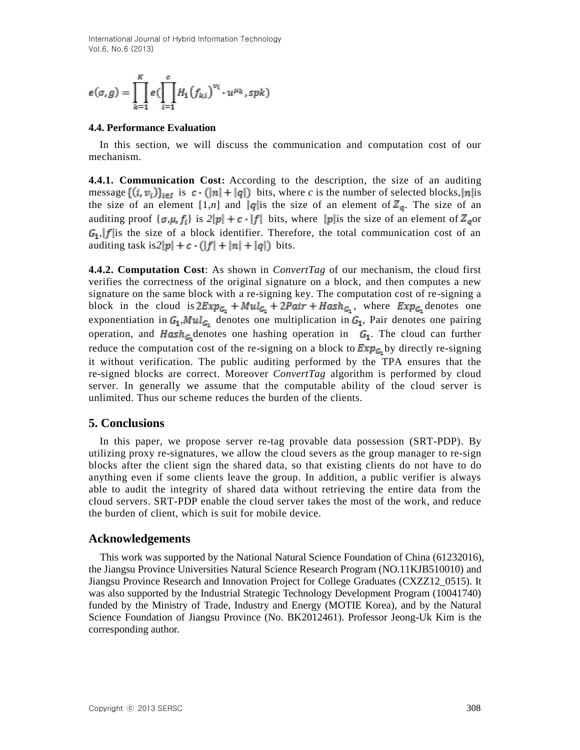$$e(\sigma, g) = \prod_{k=1}^{K} e(\prod_{i=1}^{c} H_1(f_{ki})^{v_i} \cdot u^{\mu_k}, spk)$$

### 4.4. Performance Evaluation

In this section, we will discuss the communication and computation cost of our mechanism.

**4.4.1. Communication Cost:** According to the description, the size of an auditing message $\{(i, v_i)\}_{i \in I}$ is $c \cdot (|n| + |q|)$ bits, where *c* is the number of selected blocks, $|n|$ is the size of an element [1,*n*] and $|q|$ is the size of an element of $Z_q$. The size of an auditing proof $\{\sigma, \mu, f_i\}$ is $2|p| + c \cdot |f|$ bits, where $|p|$ is the size of an element of $Z_q$ or $G_1$, $|f|$ is the size of a block identifier. Therefore, the total communication cost of an auditing task is $2|p| + c \cdot (|f| + |n| + |q|)$ bits.

**4.4.2. Computation Cost**: As shown in *ConvertTag* of our mechanism, the cloud first verifies the correctness of the original signature on a block, and then computes a new signature on the same block with a re-signing key. The computation cost of re-signing a block in the cloud is $2Exp_{G_1} + Mul_{G_1} + 2Pair + Hash_{G_1}$, where $Exp_{G_1}$ denotes one exponentiation in $G_1$, $Mul_{G_1}$ denotes one multiplication in $G_1$, Pair denotes one pairing operation, and $Hash_{G_1}$ denotes one hashing operation in $G_1$. The cloud can further reduce the computation cost of the re-signing on a block to $Exp_{G_1}$ by directly re-signing it without verification. The public auditing performed by the TPA ensures that the re-signed blocks are correct. Moreover *ConvertTag* algorithm is performed by cloud server. In generally we assume that the computable ability of the cloud server is unlimited. Thus our scheme reduces the burden of the clients.

## 5. Conclusions

In this paper, we propose server re-tag provable data possession (SRT-PDP). By utilizing proxy re-signatures, we allow the cloud severs as the group manager to re-sign blocks after the client sign the shared data, so that existing clients do not have to do anything even if some clients leave the group. In addition, a public verifier is always able to audit the integrity of shared data without retrieving the entire data from the cloud servers. SRT-PDP enable the cloud server takes the most of the work, and reduce the burden of client, which is suit for mobile device.

## Acknowledgements

This work was supported by the National Natural Science Foundation of China (61232016), the Jiangsu Province Universities Natural Science Research Program (NO.11KJB510010) and Jiangsu Province Research and Innovation Project for College Graduates (CXZZ12_0515). It was also supported by the Industrial Strategic Technology Development Program (10041740) funded by the Ministry of Trade, Industry and Energy (MOTIE Korea), and by the Natural Science Foundation of Jiangsu Province (No. BK2012461). Professor Jeong-Uk Kim is the corresponding author.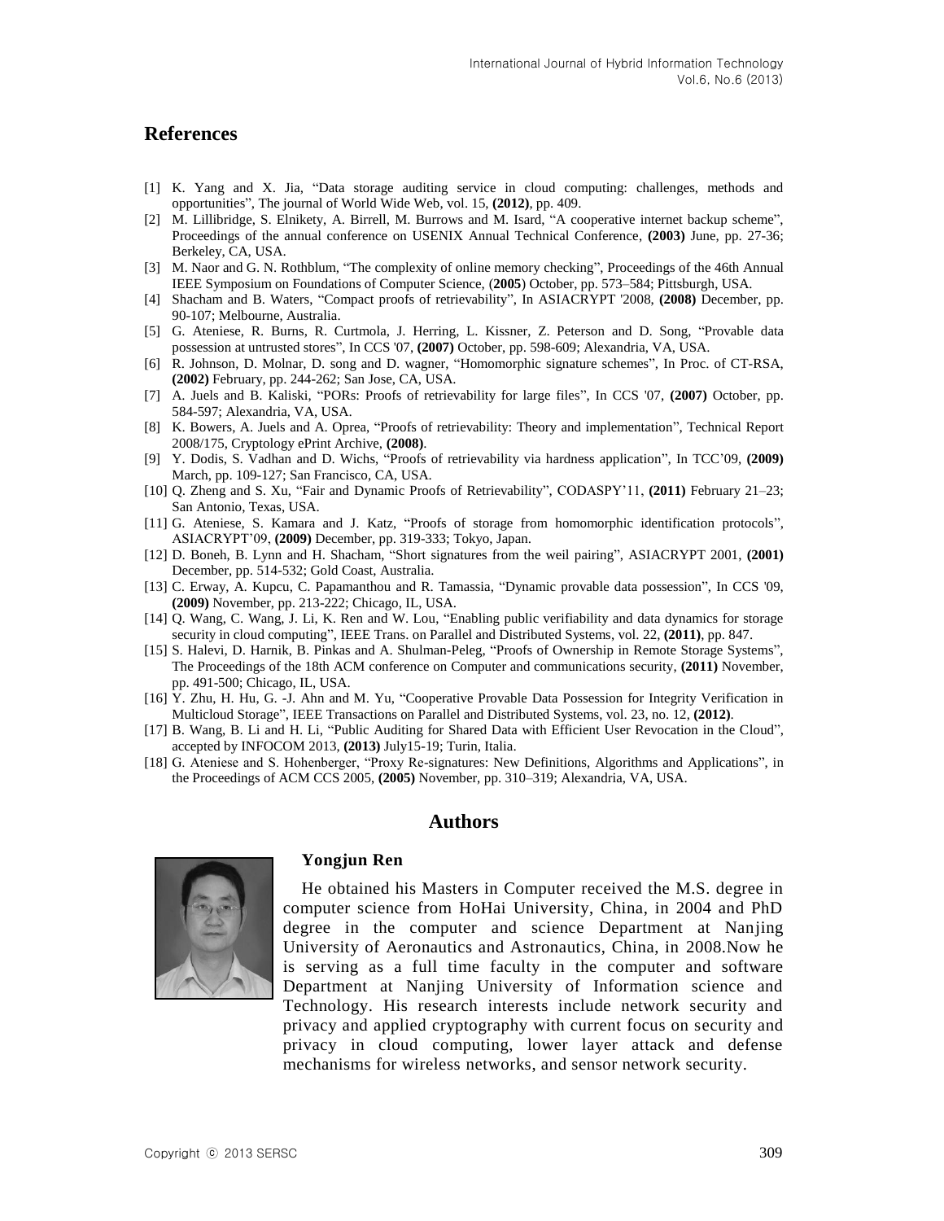## References

[1] K. Yang and X. Jia, "Data storage auditing service in cloud computing: challenges, methods and opportunities", The journal of World Wide Web, vol. 15, **(2012)**, pp. 409.

[2] M. Lillibridge, S. Elnikety, A. Birrell, M. Burrows and M. Isard, "A cooperative internet backup scheme", Proceedings of the annual conference on USENIX Annual Technical Conference, **(2003)** June, pp. 27-36; Berkeley, CA, USA.

[3] M. Naor and G. N. Rothblum, "The complexity of online memory checking", Proceedings of the 46th Annual IEEE Symposium on Foundations of Computer Science, (**2005**) October, pp. 573–584; Pittsburgh, USA.

[4] Shacham and B. Waters, "Compact proofs of retrievability", In ASIACRYPT '2008, **(2008)** December, pp. 90-107; Melbourne, Australia.

[5] G. Ateniese, R. Burns, R. Curtmola, J. Herring, L. Kissner, Z. Peterson and D. Song, "Provable data possession at untrusted stores", In CCS '07, **(2007)** October, pp. 598-609; Alexandria, VA, USA.

[6] R. Johnson, D. Molnar, D. song and D. wagner, "Homomorphic signature schemes", In Proc. of CT-RSA, **(2002)** February, pp. 244-262; San Jose, CA, USA.

[7] A. Juels and B. Kaliski, "PORs: Proofs of retrievability for large files", In CCS '07, **(2007)** October, pp. 584-597; Alexandria, VA, USA.

[8] K. Bowers, A. Juels and A. Oprea, "Proofs of retrievability: Theory and implementation", Technical Report 2008/175, Cryptology ePrint Archive, **(2008)**.

[9] Y. Dodis, S. Vadhan and D. Wichs, "Proofs of retrievability via hardness application", In TCC'09, **(2009)** March, pp. 109-127; San Francisco, CA, USA.

[10] Q. Zheng and S. Xu, "Fair and Dynamic Proofs of Retrievability", CODASPY'11, **(2011)** February 21–23; San Antonio, Texas, USA.

[11] G. Ateniese, S. Kamara and J. Katz, "Proofs of storage from homomorphic identification protocols", ASIACRYPT'09, **(2009)** December, pp. 319-333; Tokyo, Japan.

[12] D. Boneh, B. Lynn and H. Shacham, "Short signatures from the weil pairing", ASIACRYPT 2001, **(2001)** December, pp. 514-532; Gold Coast, Australia.

[13] C. Erway, A. Kupcu, C. Papamanthou and R. Tamassia, "Dynamic provable data possession", In CCS '09, **(2009)** November, pp. 213-222; Chicago, IL, USA.

[14] Q. Wang, C. Wang, J. Li, K. Ren and W. Lou, "Enabling public verifiability and data dynamics for storage security in cloud computing", IEEE Trans. on Parallel and Distributed Systems, vol. 22, **(2011)**, pp. 847.

[15] S. Halevi, D. Harnik, B. Pinkas and A. Shulman-Peleg, "Proofs of Ownership in Remote Storage Systems", The Proceedings of the 18th ACM conference on Computer and communications security, **(2011)** November, pp. 491-500; Chicago, IL, USA.

[16] Y. Zhu, H. Hu, G. -J. Ahn and M. Yu, "Cooperative Provable Data Possession for Integrity Verification in Multicloud Storage", IEEE Transactions on Parallel and Distributed Systems, vol. 23, no. 12, **(2012)**.

[17] B. Wang, B. Li and H. Li, "Public Auditing for Shared Data with Efficient User Revocation in the Cloud", accepted by INFOCOM 2013, **(2013)** July15-19; Turin, Italia.

[18] G. Ateniese and S. Hohenberger, "Proxy Re-signatures: New Definitions, Algorithms and Applications", in the Proceedings of ACM CCS 2005, **(2005)** November, pp. 310–319; Alexandria, VA, USA.

## Authors

**Yongjun Ren**

He obtained his Masters in Computer received the M.S. degree in computer science from HoHai University, China, in 2004 and PhD degree in the computer and science Department at Nanjing University of Aeronautics and Astronautics, China, in 2008.Now he is serving as a full time faculty in the computer and software Department at Nanjing University of Information science and Technology. His research interests include network security and privacy and applied cryptography with current focus on security and privacy in cloud computing, lower layer attack and defense mechanisms for wireless networks, and sensor network security.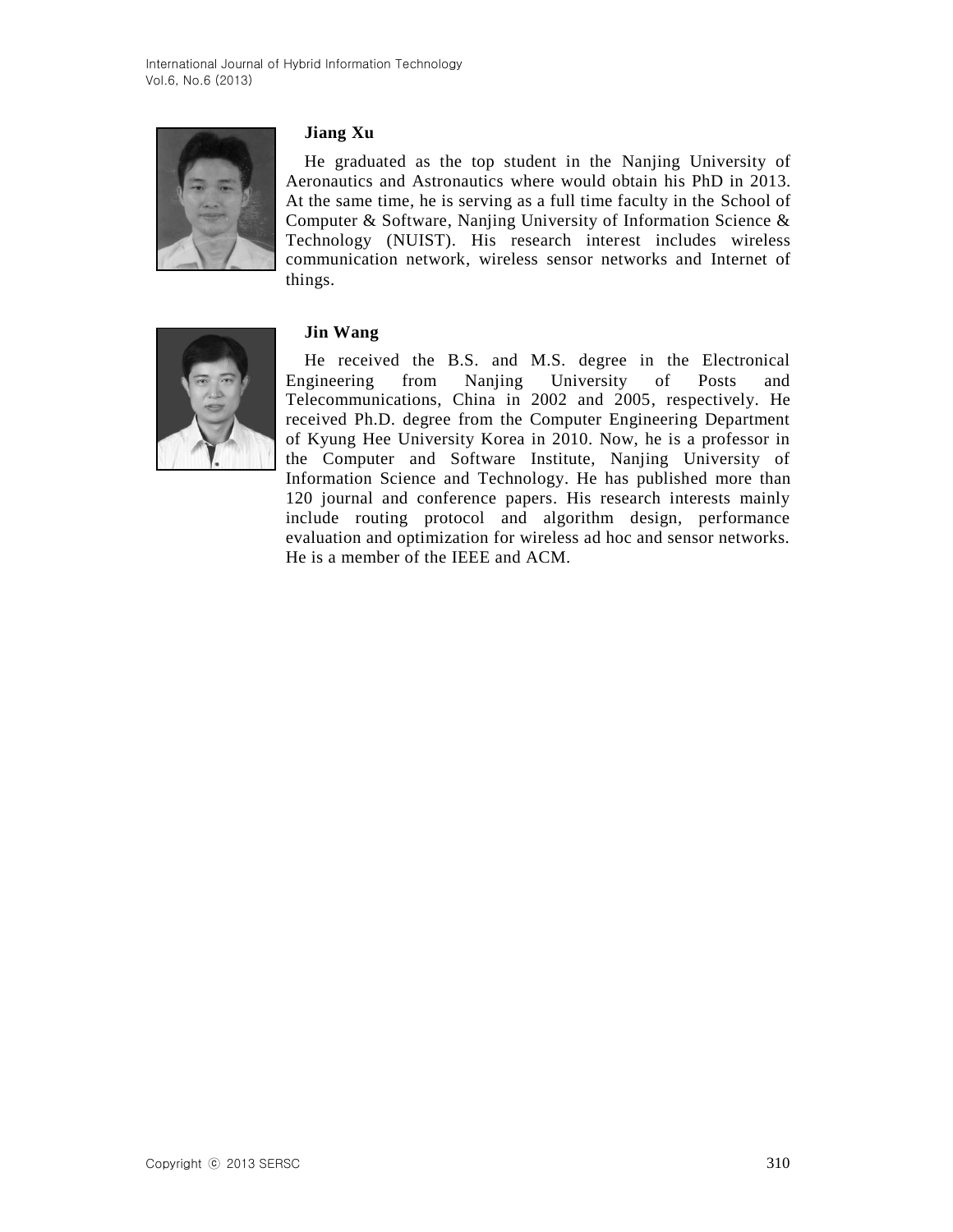**Jiang Xu**

He graduated as the top student in the Nanjing University of Aeronautics and Astronautics where would obtain his PhD in 2013. At the same time, he is serving as a full time faculty in the School of Computer & Software, Nanjing University of Information Science & Technology (NUIST). His research interest includes wireless communication network, wireless sensor networks and Internet of things.

**Jin Wang**

He received the B.S. and M.S. degree in the Electronical Engineering from Nanjing University of Posts and Telecommunications, China in 2002 and 2005, respectively. He received Ph.D. degree from the Computer Engineering Department of Kyung Hee University Korea in 2010. Now, he is a professor in the Computer and Software Institute, Nanjing University of Information Science and Technology. He has published more than 120 journal and conference papers. His research interests mainly include routing protocol and algorithm design, performance evaluation and optimization for wireless ad hoc and sensor networks. He is a member of the IEEE and ACM.